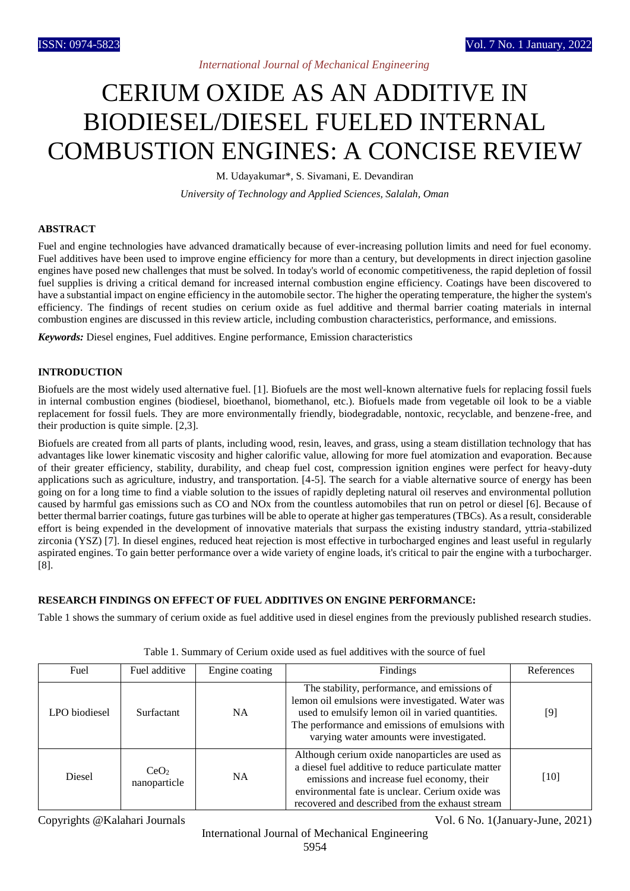*International Journal of Mechanical Engineering*

# CERIUM OXIDE AS AN ADDITIVE IN BIODIESEL/DIESEL FUELED INTERNAL COMBUSTION ENGINES: A CONCISE REVIEW

M. Udayakumar*, S. Sivamani, E. Devandiran

*University of Technology and Applied Sciences, Salalah, Oman*

## ABSTRACT

Fuel and engine technologies have advanced dramatically because of ever-increasing pollution limits and need for fuel economy. Fuel additives have been used to improve engine efficiency for more than a century, but developments in direct injection gasoline engines have posed new challenges that must be solved. In today's world of economic competitiveness, the rapid depletion of fossil fuel supplies is driving a critical demand for increased internal combustion engine efficiency. Coatings have been discovered to have a substantial impact on engine efficiency in the automobile sector. The higher the operating temperature, the higher the system's efficiency. The findings of recent studies on cerium oxide as fuel additive and thermal barrier coating materials in internal combustion engines are discussed in this review article, including combustion characteristics, performance, and emissions.

***Keywords:*** Diesel engines, Fuel additives. Engine performance, Emission characteristics

## INTRODUCTION

Biofuels are the most widely used alternative fuel. [1]. Biofuels are the most well-known alternative fuels for replacing fossil fuels in internal combustion engines (biodiesel, bioethanol, biomethanol, etc.). Biofuels made from vegetable oil look to be a viable replacement for fossil fuels. They are more environmentally friendly, biodegradable, nontoxic, recyclable, and benzene-free, and their production is quite simple. [2,3].

Biofuels are created from all parts of plants, including wood, resin, leaves, and grass, using a steam distillation technology that has advantages like lower kinematic viscosity and higher calorific value, allowing for more fuel atomization and evaporation. Because of their greater efficiency, stability, durability, and cheap fuel cost, compression ignition engines were perfect for heavy-duty applications such as agriculture, industry, and transportation. [4-5]. The search for a viable alternative source of energy has been going on for a long time to find a viable solution to the issues of rapidly depleting natural oil reserves and environmental pollution caused by harmful gas emissions such as CO and NOx from the countless automobiles that run on petrol or diesel [6]. Because of better thermal barrier coatings, future gas turbines will be able to operate at higher gas temperatures (TBCs). As a result, considerable effort is being expended in the development of innovative materials that surpass the existing industry standard, yttria-stabilized zirconia (YSZ) [7]. In diesel engines, reduced heat rejection is most effective in turbocharged engines and least useful in regularly aspirated engines. To gain better performance over a wide variety of engine loads, it's critical to pair the engine with a turbocharger. [8].

## RESEARCH FINDINGS ON EFFECT OF FUEL ADDITIVES ON ENGINE PERFORMANCE:

Table 1 shows the summary of cerium oxide as fuel additive used in diesel engines from the previously published research studies.

Table 1. Summary of Cerium oxide used as fuel additives with the source of fuel

| Fuel | Fuel additive | Engine coating | Findings | References |
|---|---|---|---|---|
| LPO biodiesel | Surfactant | NA | The stability, performance, and emissions of lemon oil emulsions were investigated. Water was used to emulsify lemon oil in varied quantities. The performance and emissions of emulsions with varying water amounts were investigated. | [9] |
| Diesel | $CeO_2$ nanoparticle | NA | Although cerium oxide nanoparticles are used as a diesel fuel additive to reduce particulate matter emissions and increase fuel economy, their environmental fate is unclear. Cerium oxide was recovered and described from the exhaust stream | [10] |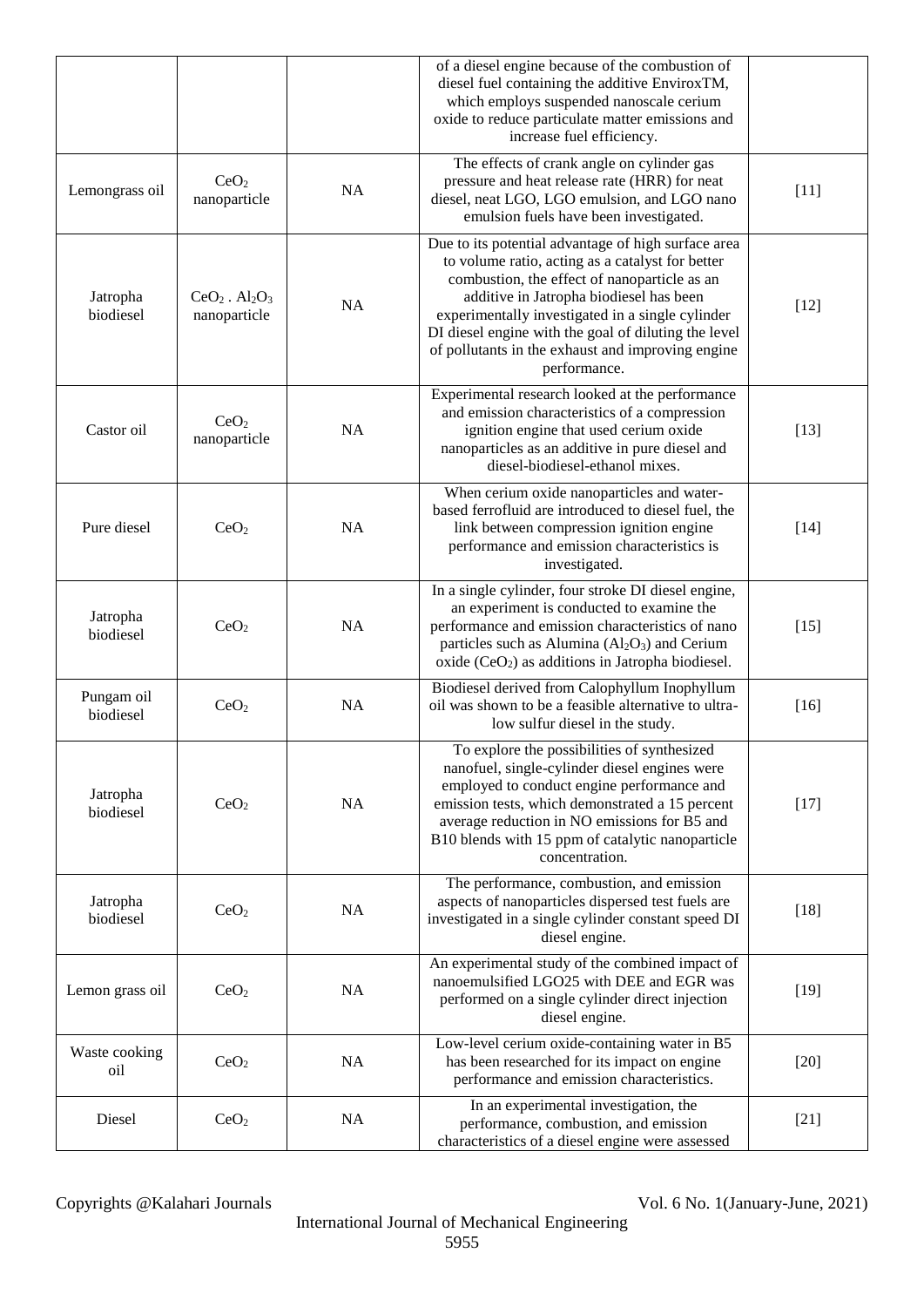| | | | of a diesel engine because of the combustion of diesel fuel containing the additive EnviroxTM, which employs suspended nanoscale cerium oxide to reduce particulate matter emissions and increase fuel efficiency. | |
|---|---|---|---|---|
| Lemongrass oil | $CeO_2$ nanoparticle | NA | The effects of crank angle on cylinder gas pressure and heat release rate (HRR) for neat diesel, neat LGO, LGO emulsion, and LGO nano emulsion fuels have been investigated. | [11] |
| Jatropha biodiesel | $CeO_2$ . $Al_2O_3$ nanoparticle | NA | Due to its potential advantage of high surface area to volume ratio, acting as a catalyst for better combustion, the effect of nanoparticle as an additive in Jatropha biodiesel has been experimentally investigated in a single cylinder DI diesel engine with the goal of diluting the level of pollutants in the exhaust and improving engine performance. | [12] |
| Castor oil | $CeO_2$ nanoparticle | NA | Experimental research looked at the performance and emission characteristics of a compression ignition engine that used cerium oxide nanoparticles as an additive in pure diesel and diesel-biodiesel-ethanol mixes. | [13] |
| Pure diesel | $CeO_2$ | NA | When cerium oxide nanoparticles and water-based ferrofluid are introduced to diesel fuel, the link between compression ignition engine performance and emission characteristics is investigated. | [14] |
| Jatropha biodiesel | $CeO_2$ | NA | In a single cylinder, four stroke DI diesel engine, an experiment is conducted to examine the performance and emission characteristics of nano particles such as Alumina ($Al_2O_3$) and Cerium oxide ($CeO_2$) as additions in Jatropha biodiesel. | [15] |
| Pungam oil biodiesel | $CeO_2$ | NA | Biodiesel derived from Calophyllum Inophyllum oil was shown to be a feasible alternative to ultra-low sulfur diesel in the study. | [16] |
| Jatropha biodiesel | $CeO_2$ | NA | To explore the possibilities of synthesized nanofuel, single-cylinder diesel engines were employed to conduct engine performance and emission tests, which demonstrated a 15 percent average reduction in NO emissions for B5 and B10 blends with 15 ppm of catalytic nanoparticle concentration. | [17] |
| Jatropha biodiesel | $CeO_2$ | NA | The performance, combustion, and emission aspects of nanoparticles dispersed test fuels are investigated in a single cylinder constant speed DI diesel engine. | [18] |
| Lemon grass oil | $CeO_2$ | NA | An experimental study of the combined impact of nanoemulsified LGO25 with DEE and EGR was performed on a single cylinder direct injection diesel engine. | [19] |
| Waste cooking oil | $CeO_2$ | NA | Low-level cerium oxide-containing water in B5 has been researched for its impact on engine performance and emission characteristics. | [20] |
| Diesel | $CeO_2$ | NA | In an experimental investigation, the performance, combustion, and emission characteristics of a diesel engine were assessed | [21] |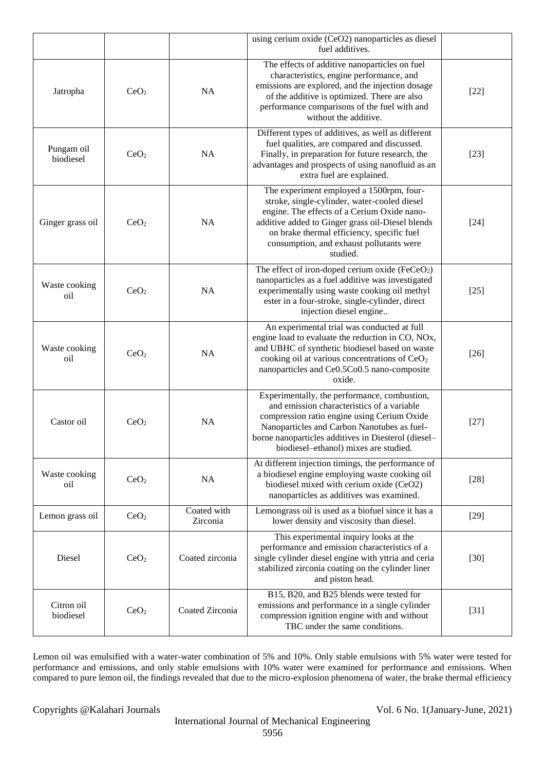|  |  |  | using cerium oxide (CeO2) nanoparticles as diesel fuel additives. |  |
| --- | --- | --- | --- | --- |
| Jatropha | $CeO_2$ | NA | The effects of additive nanoparticles on fuel characteristics, engine performance, and emissions are explored, and the injection dosage of the additive is optimized. There are also performance comparisons of the fuel with and without the additive. | [22] |
| Pungam oil biodiesel | $CeO_2$ | NA | Different types of additives, as well as different fuel qualities, are compared and discussed. Finally, in preparation for future research, the advantages and prospects of using nanofluid as an extra fuel are explained. | [23] |
| Ginger grass oil | $CeO_2$ | NA | The experiment employed a 1500rpm, four-stroke, single-cylinder, water-cooled diesel engine. The effects of a Cerium Oxide nano-additive added to Ginger grass oil-Diesel blends on brake thermal efficiency, specific fuel consumption, and exhaust pollutants were studied. | [24] |
| Waste cooking oil | $CeO_2$ | NA | The effect of iron-doped cerium oxide ($FeCeO_2$) nanoparticles as a fuel additive was investigated experimentally using waste cooking oil methyl ester in a four-stroke, single-cylinder, direct injection diesel engine.. | [25] |
| Waste cooking oil | $CeO_2$ | NA | An experimental trial was conducted at full engine load to evaluate the reduction in CO, NOx, and UBHC of synthetic biodiesel based on waste cooking oil at various concentrations of $CeO_2$ nanoparticles and Ce0.5Co0.5 nano-composite oxide. | [26] |
| Castor oil | $CeO_2$ | NA | Experimentally, the performance, combustion, and emission characteristics of a variable compression ratio engine using Cerium Oxide Nanoparticles and Carbon Nanotubes as fuel-borne nanoparticles additives in Diesterol (diesel–biodiesel–ethanol) mixes are studied. | [27] |
| Waste cooking oil | $CeO_2$ | NA | At different injection timings, the performance of a biodiesel engine employing waste cooking oil biodiesel mixed with cerium oxide (CeO2) nanoparticles as additives was examined. | [28] |
| Lemon grass oil | $CeO_2$ | Coated with Zirconia | Lemongrass oil is used as a biofuel since it has a lower density and viscosity than diesel. | [29] |
| Diesel | $CeO_2$ | Coated zirconia | This experimental inquiry looks at the performance and emission characteristics of a single cylinder diesel engine with yttria and ceria stabilized zirconia coating on the cylinder liner and piston head. | [30] |
| Citron oil biodiesel | $CeO_2$ | Coated Zirconia | B15, B20, and B25 blends were tested for emissions and performance in a single cylinder compression ignition engine with and without TBC under the same conditions. | [31] |

Lemon oil was emulsified with a water-water combination of 5% and 10%. Only stable emulsions with 5% water were tested for performance and emissions, and only stable emulsions with 10% water were examined for performance and emissions. When compared to pure lemon oil, the findings revealed that due to the micro-explosion phenomena of water, the brake thermal efficiency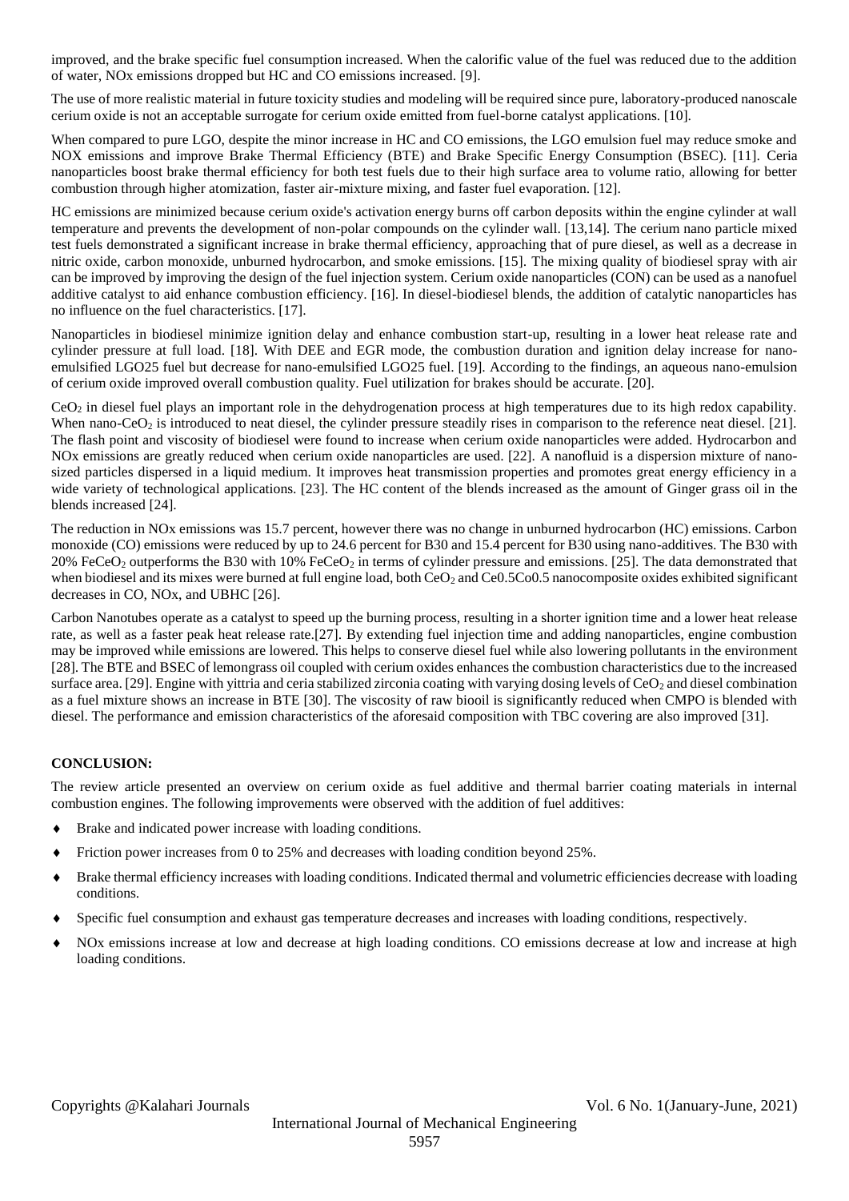improved, and the brake specific fuel consumption increased. When the calorific value of the fuel was reduced due to the addition of water, NOx emissions dropped but HC and CO emissions increased. [9].

The use of more realistic material in future toxicity studies and modeling will be required since pure, laboratory-produced nanoscale cerium oxide is not an acceptable surrogate for cerium oxide emitted from fuel-borne catalyst applications. [10].

When compared to pure LGO, despite the minor increase in HC and CO emissions, the LGO emulsion fuel may reduce smoke and NOX emissions and improve Brake Thermal Efficiency (BTE) and Brake Specific Energy Consumption (BSEC). [11]. Ceria nanoparticles boost brake thermal efficiency for both test fuels due to their high surface area to volume ratio, allowing for better combustion through higher atomization, faster air-mixture mixing, and faster fuel evaporation. [12].

HC emissions are minimized because cerium oxide's activation energy burns off carbon deposits within the engine cylinder at wall temperature and prevents the development of non-polar compounds on the cylinder wall. [13,14]. The cerium nano particle mixed test fuels demonstrated a significant increase in brake thermal efficiency, approaching that of pure diesel, as well as a decrease in nitric oxide, carbon monoxide, unburned hydrocarbon, and smoke emissions. [15]. The mixing quality of biodiesel spray with air can be improved by improving the design of the fuel injection system. Cerium oxide nanoparticles (CON) can be used as a nanofuel additive catalyst to aid enhance combustion efficiency. [16]. In diesel-biodiesel blends, the addition of catalytic nanoparticles has no influence on the fuel characteristics. [17].

Nanoparticles in biodiesel minimize ignition delay and enhance combustion start-up, resulting in a lower heat release rate and cylinder pressure at full load. [18]. With DEE and EGR mode, the combustion duration and ignition delay increase for nano-emulsified LGO25 fuel but decrease for nano-emulsified LGO25 fuel. [19]. According to the findings, an aqueous nano-emulsion of cerium oxide improved overall combustion quality. Fuel utilization for brakes should be accurate. [20].

$CeO_2$ in diesel fuel plays an important role in the dehydrogenation process at high temperatures due to its high redox capability. When nano-$CeO_2$ is introduced to neat diesel, the cylinder pressure steadily rises in comparison to the reference neat diesel. [21]. The flash point and viscosity of biodiesel were found to increase when cerium oxide nanoparticles were added. Hydrocarbon and NOx emissions are greatly reduced when cerium oxide nanoparticles are used. [22]. A nanofluid is a dispersion mixture of nano-sized particles dispersed in a liquid medium. It improves heat transmission properties and promotes great energy efficiency in a wide variety of technological applications. [23]. The HC content of the blends increased as the amount of Ginger grass oil in the blends increased [24].

The reduction in NOx emissions was 15.7 percent, however there was no change in unburned hydrocarbon (HC) emissions. Carbon monoxide (CO) emissions were reduced by up to 24.6 percent for B30 and 15.4 percent for B30 using nano-additives. The B30 with 20% $FeCeO_2$ outperforms the B30 with 10% $FeCeO_2$ in terms of cylinder pressure and emissions. [25]. The data demonstrated that when biodiesel and its mixes were burned at full engine load, both $CeO_2$ and Ce0.5Co0.5 nanocomposite oxides exhibited significant decreases in CO, NOx, and UBHC [26].

Carbon Nanotubes operate as a catalyst to speed up the burning process, resulting in a shorter ignition time and a lower heat release rate, as well as a faster peak heat release rate.[27]. By extending fuel injection time and adding nanoparticles, engine combustion may be improved while emissions are lowered. This helps to conserve diesel fuel while also lowering pollutants in the environment [28]. The BTE and BSEC of lemongrass oil coupled with cerium oxides enhances the combustion characteristics due to the increased surface area. [29]. Engine with yittria and ceria stabilized zirconia coating with varying dosing levels of $CeO_2$ and diesel combination as a fuel mixture shows an increase in BTE [30]. The viscosity of raw biooil is significantly reduced when CMPO is blended with diesel. The performance and emission characteristics of the aforesaid composition with TBC covering are also improved [31].

## CONCLUSION:

The review article presented an overview on cerium oxide as fuel additive and thermal barrier coating materials in internal combustion engines. The following improvements were observed with the addition of fuel additives:

- Brake and indicated power increase with loading conditions.
- Friction power increases from 0 to 25% and decreases with loading condition beyond 25%.
- Brake thermal efficiency increases with loading conditions. Indicated thermal and volumetric efficiencies decrease with loading conditions.
- Specific fuel consumption and exhaust gas temperature decreases and increases with loading conditions, respectively.
- NOx emissions increase at low and decrease at high loading conditions. CO emissions decrease at low and increase at high loading conditions.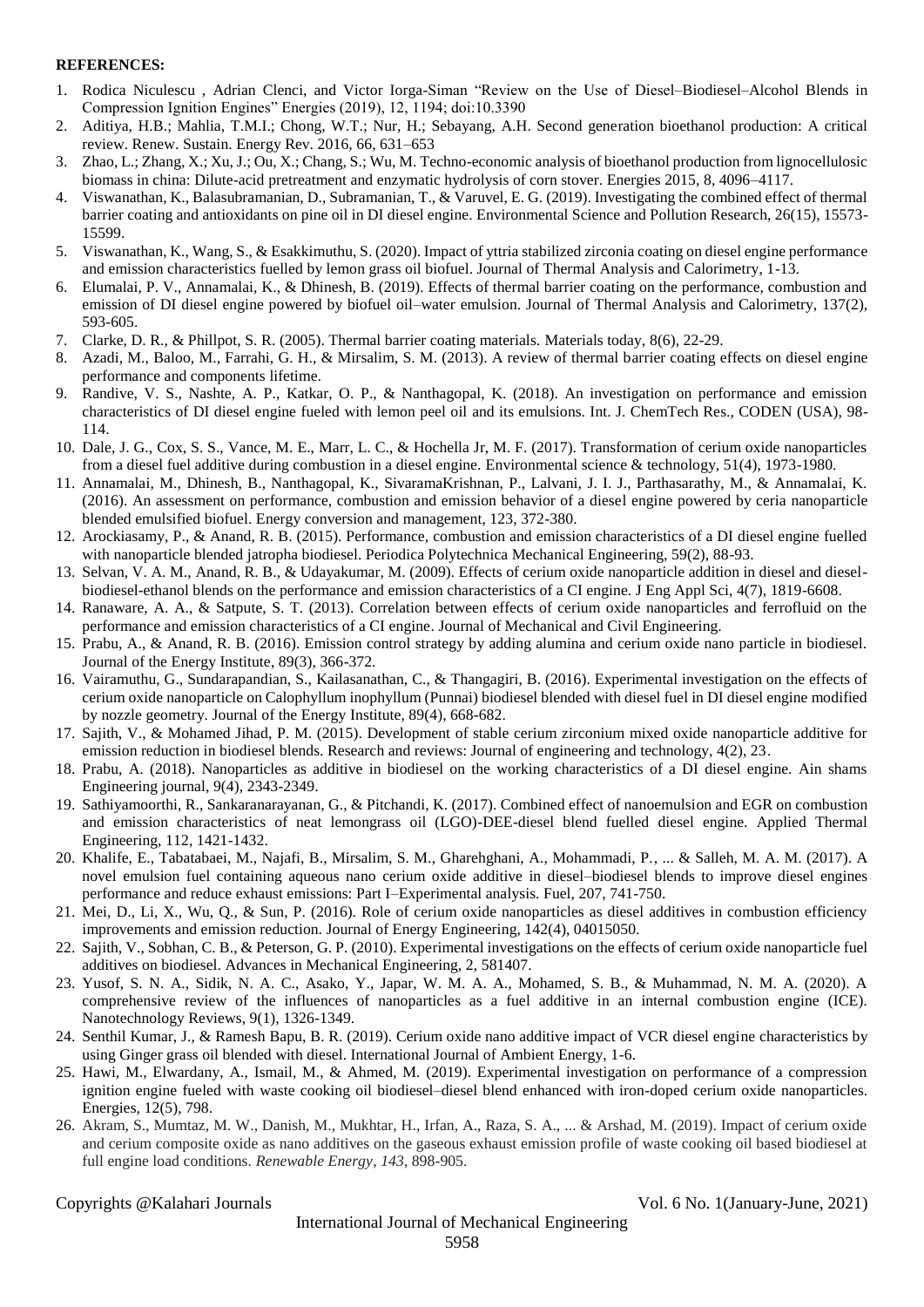**REFERENCES:**

1. Rodica Niculescu , Adrian Clenci, and Victor Iorga-Siman "Review on the Use of Diesel–Biodiesel–Alcohol Blends in Compression Ignition Engines" Energies (2019), 12, 1194; doi:10.3390
2. Aditiya, H.B.; Mahlia, T.M.I.; Chong, W.T.; Nur, H.; Sebayang, A.H. Second generation bioethanol production: A critical review. Renew. Sustain. Energy Rev. 2016, 66, 631–653
3. Zhao, L.; Zhang, X.; Xu, J.; Ou, X.; Chang, S.; Wu, M. Techno-economic analysis of bioethanol production from lignocellulosic biomass in china: Dilute-acid pretreatment and enzymatic hydrolysis of corn stover. Energies 2015, 8, 4096–4117.
4. Viswanathan, K., Balasubramanian, D., Subramanian, T., & Varuvel, E. G. (2019). Investigating the combined effect of thermal barrier coating and antioxidants on pine oil in DI diesel engine. Environmental Science and Pollution Research, 26(15), 15573-15599.
5. Viswanathan, K., Wang, S., & Esakkimuthu, S. (2020). Impact of yttria stabilized zirconia coating on diesel engine performance and emission characteristics fuelled by lemon grass oil biofuel. Journal of Thermal Analysis and Calorimetry, 1-13.
6. Elumalai, P. V., Annamalai, K., & Dhinesh, B. (2019). Effects of thermal barrier coating on the performance, combustion and emission of DI diesel engine powered by biofuel oil–water emulsion. Journal of Thermal Analysis and Calorimetry, 137(2), 593-605.
7. Clarke, D. R., & Phillpot, S. R. (2005). Thermal barrier coating materials. Materials today, 8(6), 22-29.
8. Azadi, M., Baloo, M., Farrahi, G. H., & Mirsalim, S. M. (2013). A review of thermal barrier coating effects on diesel engine performance and components lifetime.
9. Randive, V. S., Nashte, A. P., Katkar, O. P., & Nanthagopal, K. (2018). An investigation on performance and emission characteristics of DI diesel engine fueled with lemon peel oil and its emulsions. Int. J. ChemTech Res., CODEN (USA), 98-114.
10. Dale, J. G., Cox, S. S., Vance, M. E., Marr, L. C., & Hochella Jr, M. F. (2017). Transformation of cerium oxide nanoparticles from a diesel fuel additive during combustion in a diesel engine. Environmental science & technology, 51(4), 1973-1980.
11. Annamalai, M., Dhinesh, B., Nanthagopal, K., SivaramaKrishnan, P., Lalvani, J. I. J., Parthasarathy, M., & Annamalai, K. (2016). An assessment on performance, combustion and emission behavior of a diesel engine powered by ceria nanoparticle blended emulsified biofuel. Energy conversion and management, 123, 372-380.
12. Arockiasamy, P., & Anand, R. B. (2015). Performance, combustion and emission characteristics of a DI diesel engine fuelled with nanoparticle blended jatropha biodiesel. Periodica Polytechnica Mechanical Engineering, 59(2), 88-93.
13. Selvan, V. A. M., Anand, R. B., & Udayakumar, M. (2009). Effects of cerium oxide nanoparticle addition in diesel and diesel-biodiesel-ethanol blends on the performance and emission characteristics of a CI engine. J Eng Appl Sci, 4(7), 1819-6608.
14. Ranaware, A. A., & Satpute, S. T. (2013). Correlation between effects of cerium oxide nanoparticles and ferrofluid on the performance and emission characteristics of a CI engine. Journal of Mechanical and Civil Engineering.
15. Prabu, A., & Anand, R. B. (2016). Emission control strategy by adding alumina and cerium oxide nano particle in biodiesel. Journal of the Energy Institute, 89(3), 366-372.
16. Vairamuthu, G., Sundarapandian, S., Kailasanathan, C., & Thangagiri, B. (2016). Experimental investigation on the effects of cerium oxide nanoparticle on Calophyllum inophyllum (Punnai) biodiesel blended with diesel fuel in DI diesel engine modified by nozzle geometry. Journal of the Energy Institute, 89(4), 668-682.
17. Sajith, V., & Mohamed Jihad, P. M. (2015). Development of stable cerium zirconium mixed oxide nanoparticle additive for emission reduction in biodiesel blends. Research and reviews: Journal of engineering and technology, 4(2), 23.
18. Prabu, A. (2018). Nanoparticles as additive in biodiesel on the working characteristics of a DI diesel engine. Ain shams Engineering journal, 9(4), 2343-2349.
19. Sathiyamoorthi, R., Sankaranarayanan, G., & Pitchandi, K. (2017). Combined effect of nanoemulsion and EGR on combustion and emission characteristics of neat lemongrass oil (LGO)-DEE-diesel blend fuelled diesel engine. Applied Thermal Engineering, 112, 1421-1432.
20. Khalife, E., Tabatabaei, M., Najafi, B., Mirsalim, S. M., Gharehghani, A., Mohammadi, P., ... & Salleh, M. A. M. (2017). A novel emulsion fuel containing aqueous nano cerium oxide additive in diesel–biodiesel blends to improve diesel engines performance and reduce exhaust emissions: Part I–Experimental analysis. Fuel, 207, 741-750.
21. Mei, D., Li, X., Wu, Q., & Sun, P. (2016). Role of cerium oxide nanoparticles as diesel additives in combustion efficiency improvements and emission reduction. Journal of Energy Engineering, 142(4), 04015050.
22. Sajith, V., Sobhan, C. B., & Peterson, G. P. (2010). Experimental investigations on the effects of cerium oxide nanoparticle fuel additives on biodiesel. Advances in Mechanical Engineering, 2, 581407.
23. Yusof, S. N. A., Sidik, N. A. C., Asako, Y., Japar, W. M. A. A., Mohamed, S. B., & Muhammad, N. M. A. (2020). A comprehensive review of the influences of nanoparticles as a fuel additive in an internal combustion engine (ICE). Nanotechnology Reviews, 9(1), 1326-1349.
24. Senthil Kumar, J., & Ramesh Bapu, B. R. (2019). Cerium oxide nano additive impact of VCR diesel engine characteristics by using Ginger grass oil blended with diesel. International Journal of Ambient Energy, 1-6.
25. Hawi, M., Elwardany, A., Ismail, M., & Ahmed, M. (2019). Experimental investigation on performance of a compression ignition engine fueled with waste cooking oil biodiesel–diesel blend enhanced with iron-doped cerium oxide nanoparticles. Energies, 12(5), 798.
26. Akram, S., Mumtaz, M. W., Danish, M., Mukhtar, H., Irfan, A., Raza, S. A., ... & Arshad, M. (2019). Impact of cerium oxide and cerium composite oxide as nano additives on the gaseous exhaust emission profile of waste cooking oil based biodiesel at full engine load conditions. *Renewable Energy*, *143*, 898-905.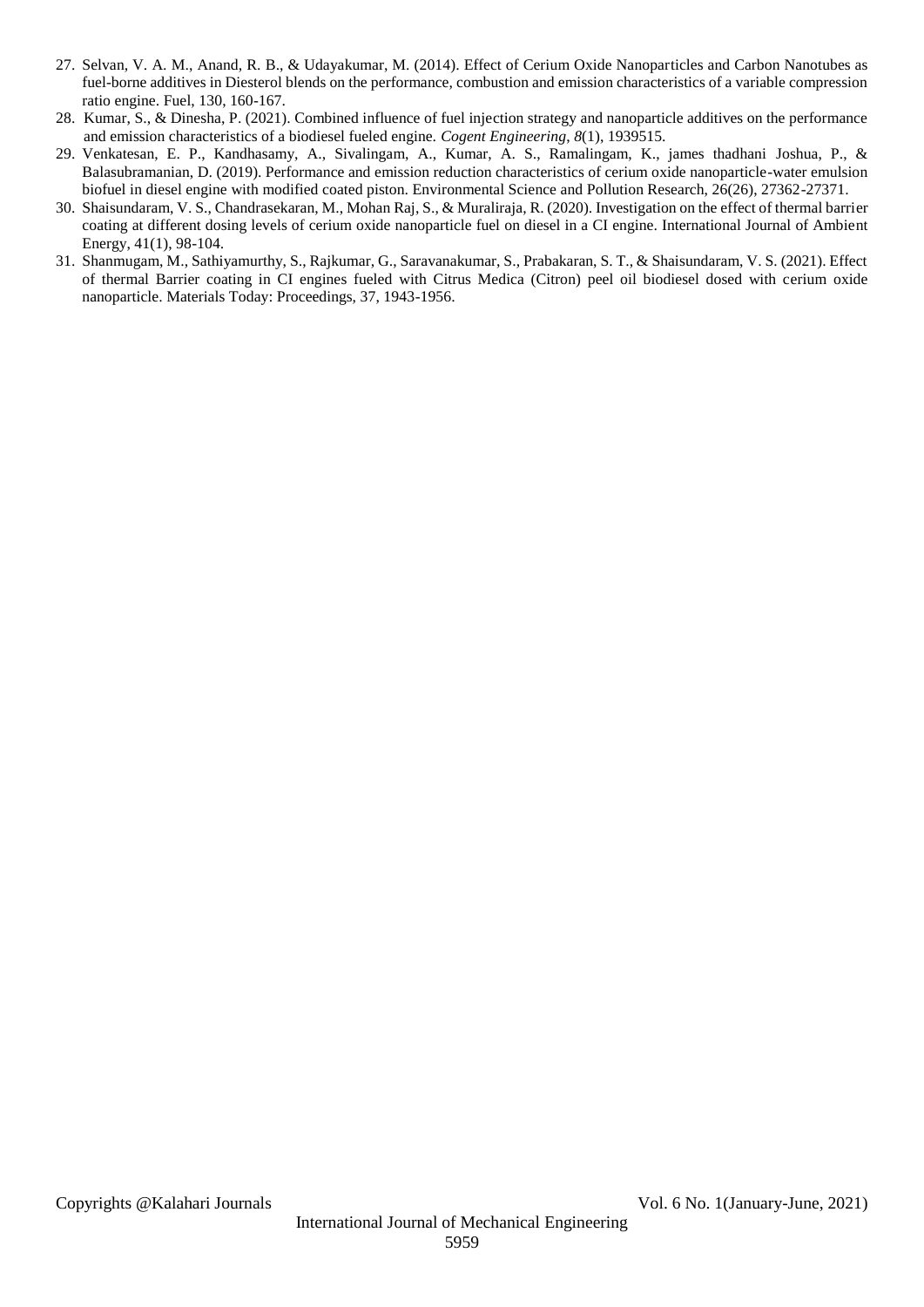27. Selvan, V. A. M., Anand, R. B., & Udayakumar, M. (2014). Effect of Cerium Oxide Nanoparticles and Carbon Nanotubes as fuel-borne additives in Diesterol blends on the performance, combustion and emission characteristics of a variable compression ratio engine. Fuel, 130, 160-167.
28. Kumar, S., & Dinesha, P. (2021). Combined influence of fuel injection strategy and nanoparticle additives on the performance and emission characteristics of a biodiesel fueled engine. *Cogent Engineering*, *8*(1), 1939515.
29. Venkatesan, E. P., Kandhasamy, A., Sivalingam, A., Kumar, A. S., Ramalingam, K., james thadhani Joshua, P., & Balasubramanian, D. (2019). Performance and emission reduction characteristics of cerium oxide nanoparticle-water emulsion biofuel in diesel engine with modified coated piston. Environmental Science and Pollution Research, 26(26), 27362-27371.
30. Shaisundaram, V. S., Chandrasekaran, M., Mohan Raj, S., & Muraliraja, R. (2020). Investigation on the effect of thermal barrier coating at different dosing levels of cerium oxide nanoparticle fuel on diesel in a CI engine. International Journal of Ambient Energy, 41(1), 98-104.
31. Shanmugam, M., Sathiyamurthy, S., Rajkumar, G., Saravanakumar, S., Prabakaran, S. T., & Shaisundaram, V. S. (2021). Effect of thermal Barrier coating in CI engines fueled with Citrus Medica (Citron) peel oil biodiesel dosed with cerium oxide nanoparticle. Materials Today: Proceedings, 37, 1943-1956.